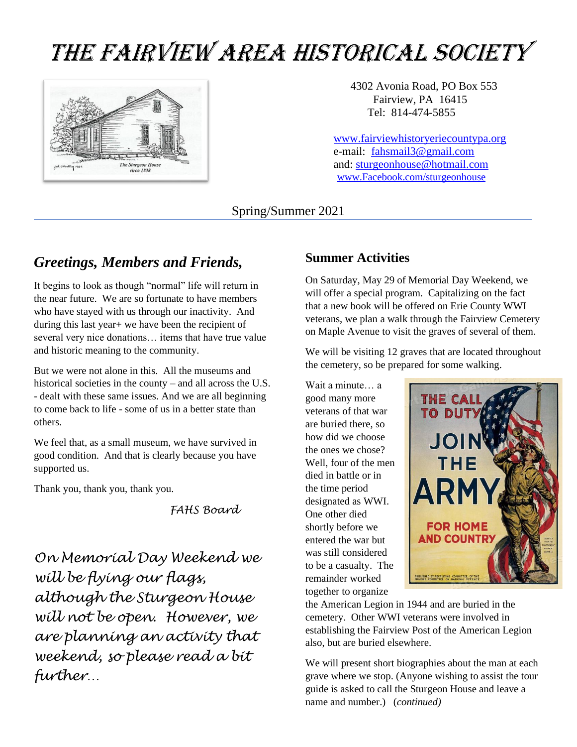# The Fairview Area Historical Society

4302 Avonia Road, PO Box 553
Fairview, PA 16415
Tel: 814-474-5855

www.fairviewhistoryeriecountypa.org
e-mail: fahsmail3@gmail.com
and: sturgeonhouse@hotmail.com
www.Facebook.com/sturgeonhouse

Spring/Summer 2021

## *Greetings, Members and Friends,*

It begins to look as though "normal" life will return in the near future. We are so fortunate to have members who have stayed with us through our inactivity. And during this last year+ we have been the recipient of several very nice donations… items that have true value and historic meaning to the community.

But we were not alone in this. All the museums and historical societies in the county – and all across the U.S. - dealt with these same issues. And we are all beginning to come back to life - some of us in a better state than others.

We feel that, as a small museum, we have survived in good condition. And that is clearly because you have supported us.

Thank you, thank you, thank you.

*FAHS Board*

*On Memorial Day Weekend we will be flying our flags, although the Sturgeon House will not be open. However, we are planning an activity that weekend, so please read a bit further…*

## Summer Activities

On Saturday, May 29 of Memorial Day Weekend, we will offer a special program. Capitalizing on the fact that a new book will be offered on Erie County WWI veterans, we plan a walk through the Fairview Cemetery on Maple Avenue to visit the graves of several of them.

We will be visiting 12 graves that are located throughout the cemetery, so be prepared for some walking.

Wait a minute… a good many more veterans of that war are buried there, so how did we choose the ones we chose? Well, four of the men died in battle or in the time period designated as WWI. One other died shortly before we entered the war but was still considered to be a casualty. The remainder worked together to organize the American Legion in 1944 and are buried in the cemetery. Other WWI veterans were involved in establishing the Fairview Post of the American Legion also, but are buried elsewhere.

We will present short biographies about the man at each grave where we stop. (Anyone wishing to assist the tour guide is asked to call the Sturgeon House and leave a name and number.) (*continued)*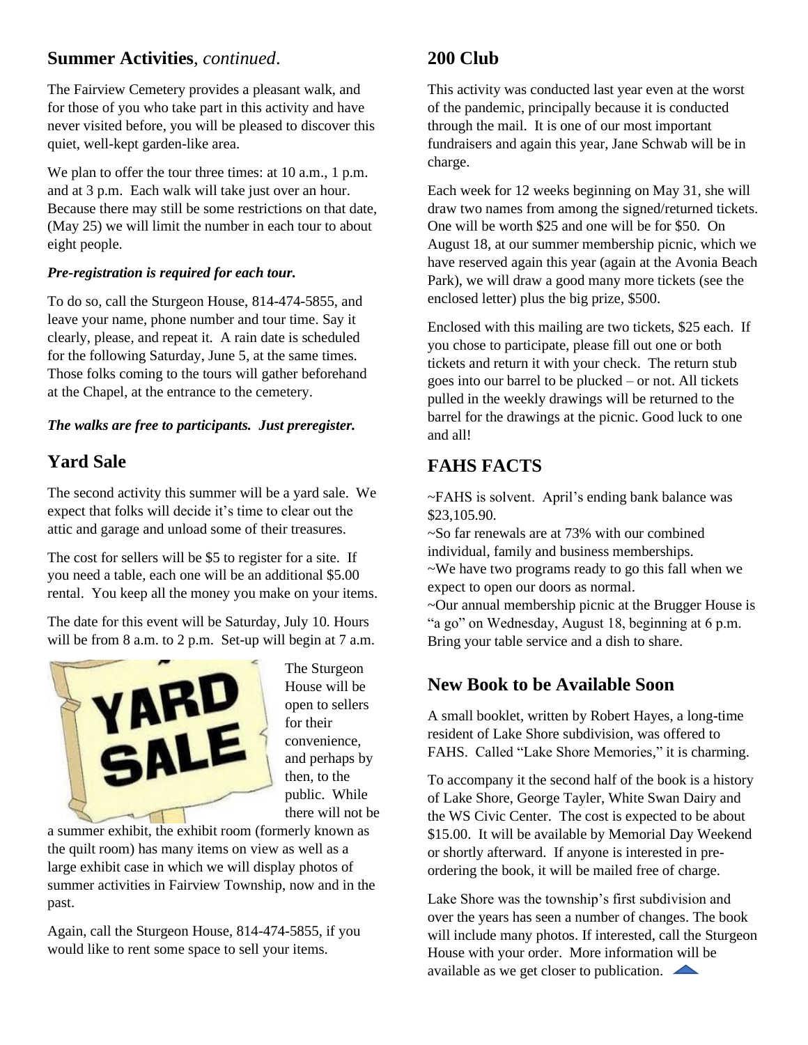## Summer Activities, *continued*.

The Fairview Cemetery provides a pleasant walk, and for those of you who take part in this activity and have never visited before, you will be pleased to discover this quiet, well-kept garden-like area.

We plan to offer the tour three times: at 10 a.m., 1 p.m. and at 3 p.m. Each walk will take just over an hour. Because there may still be some restrictions on that date, (May 25) we will limit the number in each tour to about eight people.

***Pre-registration is required for each tour.***

To do so, call the Sturgeon House, 814-474-5855, and leave your name, phone number and tour time. Say it clearly, please, and repeat it. A rain date is scheduled for the following Saturday, June 5, at the same times. Those folks coming to the tours will gather beforehand at the Chapel, at the entrance to the cemetery.

***The walks are free to participants. Just preregister.***

## Yard Sale

The second activity this summer will be a yard sale. We expect that folks will decide it's time to clear out the attic and garage and unload some of their treasures.

The cost for sellers will be $5 to register for a site. If you need a table, each one will be an additional $5.00 rental. You keep all the money you make on your items.

The date for this event will be Saturday, July 10. Hours will be from 8 a.m. to 2 p.m. Set-up will begin at 7 a.m.

The Sturgeon House will be open to sellers for their convenience, and perhaps by then, to the public. While there will not be a summer exhibit, the exhibit room (formerly known as the quilt room) has many items on view as well as a large exhibit case in which we will display photos of summer activities in Fairview Township, now and in the past.

Again, call the Sturgeon House, 814-474-5855, if you would like to rent some space to sell your items.

## 200 Club

This activity was conducted last year even at the worst of the pandemic, principally because it is conducted through the mail. It is one of our most important fundraisers and again this year, Jane Schwab will be in charge.

Each week for 12 weeks beginning on May 31, she will draw two names from among the signed/returned tickets. One will be worth $25 and one will be for $50. On August 18, at our summer membership picnic, which we have reserved again this year (again at the Avonia Beach Park), we will draw a good many more tickets (see the enclosed letter) plus the big prize, $500.

Enclosed with this mailing are two tickets, $25 each. If you chose to participate, please fill out one or both tickets and return it with your check. The return stub goes into our barrel to be plucked – or not. All tickets pulled in the weekly drawings will be returned to the barrel for the drawings at the picnic. Good luck to one and all!

## FAHS FACTS

~FAHS is solvent. April's ending bank balance was $23,105.90.
~So far renewals are at 73% with our combined individual, family and business memberships.
~We have two programs ready to go this fall when we expect to open our doors as normal.
~Our annual membership picnic at the Brugger House is "a go" on Wednesday, August 18, beginning at 6 p.m. Bring your table service and a dish to share.

## New Book to be Available Soon

A small booklet, written by Robert Hayes, a long-time resident of Lake Shore subdivision, was offered to FAHS. Called "Lake Shore Memories," it is charming.

To accompany it the second half of the book is a history of Lake Shore, George Tayler, White Swan Dairy and the WS Civic Center. The cost is expected to be about $15.00. It will be available by Memorial Day Weekend or shortly afterward. If anyone is interested in pre-ordering the book, it will be mailed free of charge.

Lake Shore was the township's first subdivision and over the years has seen a number of changes. The book will include many photos. If interested, call the Sturgeon House with your order. More information will be available as we get closer to publication.